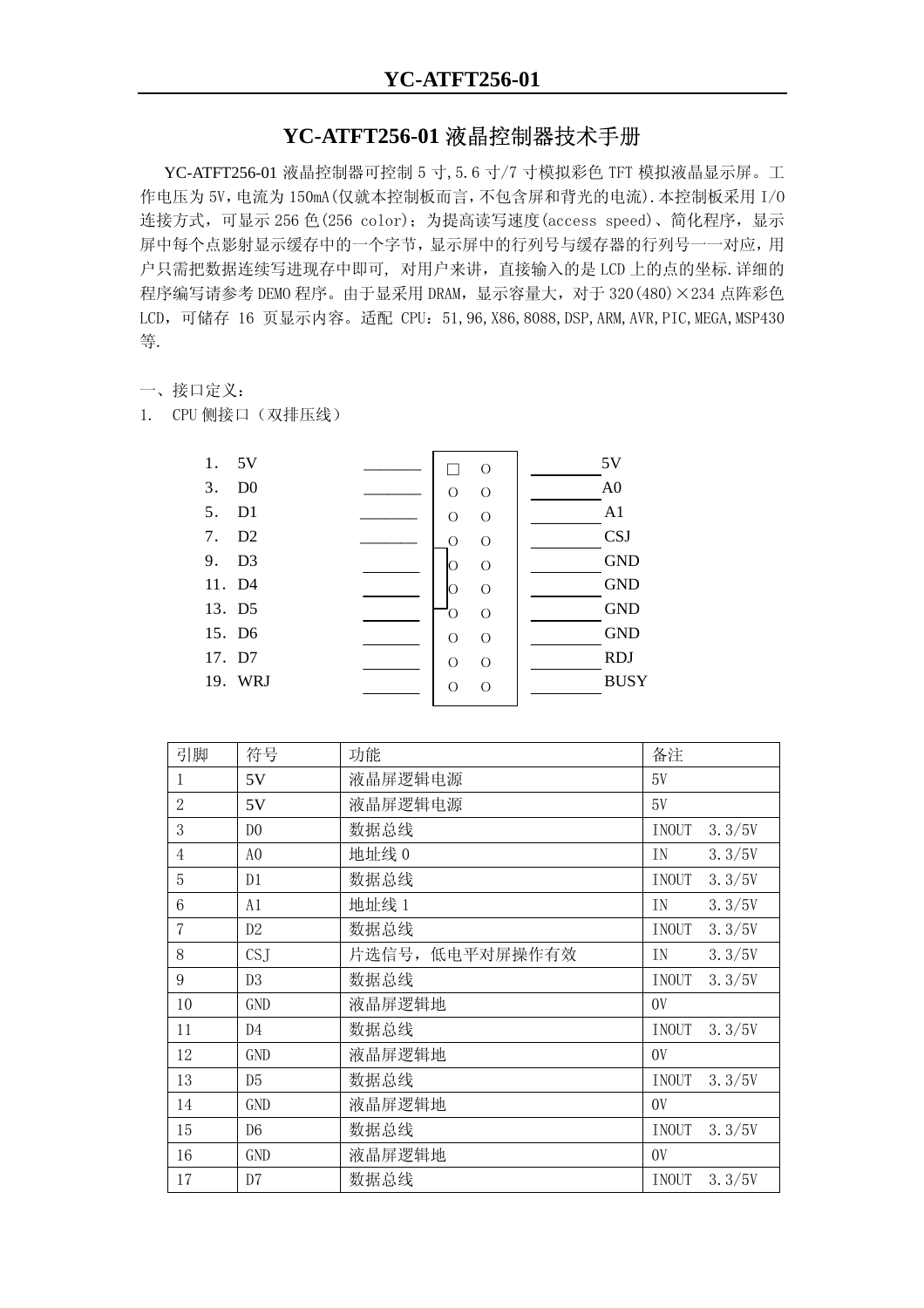# YC-ATFT256-01 液晶控制器技术手册

YC-ATFT256-01 液晶控制器可控制 5 寸,5.6 寸/7 寸模拟彩色 TFT 模拟液晶显示屏。工作电压为 5V,电流为 150mA(仅就本控制板而言,不包含屏和背光的电流).本控制板采用 I/O 连接方式，可显示 256 色(256 color)；为提高读写速度(access speed)、简化程序，显示屏中每个点影射显示缓存中的一个字节，显示屏中的行列号与缓存器的行列号一一对应，用户只需把数据连续写进现存中即可, 对用户来讲，直接输入的是 LCD 上的点的坐标.详细的程序编写请参考 DEMO 程序。由于显采用 DRAM，显示容量大，对于 320(480)×234 点阵彩色 LCD，可储存 16 页显示内容。适配 CPU：51,96,X86,8088,DSP,ARM,AVR,PIC,MEGA,MSP430 等.

一、接口定义：

1. CPU 侧接口（双排压线）

| 引脚 | 信号 | | 信号 | 引脚 |
|---|---|---|---|---|
| 1 | 5V | □ O | 5V | 2 |
| 3 | D0 | O O | A0 | 4 |
| 5 | D1 | O O | A1 | 6 |
| 7 | D2 | O O | CSJ | 8 |
| 9 | D3 | O O | GND | 10 |
| 11 | D4 | O O | GND | 12 |
| 13 | D5 | O O | GND | 14 |
| 15 | D6 | O O | GND | 16 |
| 17 | D7 | O O | RDJ | 18 |
| 19 | WRJ | O O | BUSY | 20 |

| 引脚 | 符号 | 功能 | 备注 |
|---|---|---|---|
| 1 | 5V | 液晶屏逻辑电源 | 5V |
| 2 | 5V | 液晶屏逻辑电源 | 5V |
| 3 | D0 | 数据总线 | INOUT 3.3/5V |
| 4 | A0 | 地址线 0 | IN 3.3/5V |
| 5 | D1 | 数据总线 | INOUT 3.3/5V |
| 6 | A1 | 地址线 1 | IN 3.3/5V |
| 7 | D2 | 数据总线 | INOUT 3.3/5V |
| 8 | CSJ | 片选信号，低电平对屏操作有效 | IN 3.3/5V |
| 9 | D3 | 数据总线 | INOUT 3.3/5V |
| 10 | GND | 液晶屏逻辑地 | 0V |
| 11 | D4 | 数据总线 | INOUT 3.3/5V |
| 12 | GND | 液晶屏逻辑地 | 0V |
| 13 | D5 | 数据总线 | INOUT 3.3/5V |
| 14 | GND | 液晶屏逻辑地 | 0V |
| 15 | D6 | 数据总线 | INOUT 3.3/5V |
| 16 | GND | 液晶屏逻辑地 | 0V |
| 17 | D7 | 数据总线 | INOUT 3.3/5V |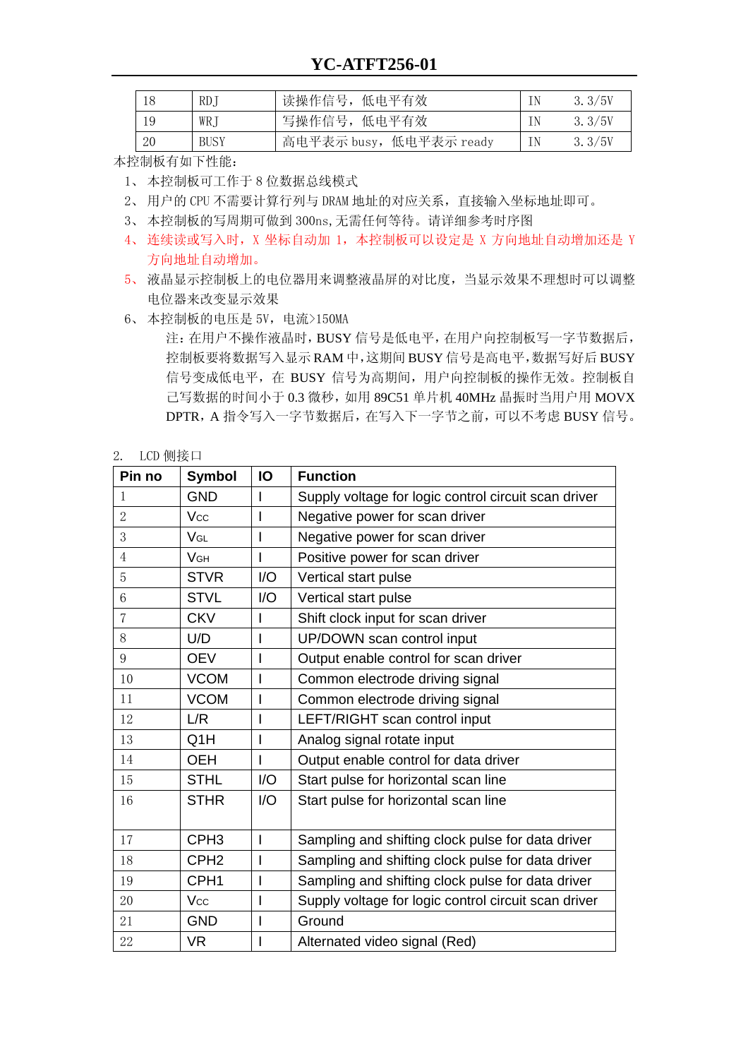| 18 | RDJ | 读操作信号，低电平有效 | IN | 3.3/5V |
|---|---|---|---|---|
| 19 | WRJ | 写操作信号，低电平有效 | IN | 3.3/5V |
| 20 | BUSY | 高电平表示 busy，低电平表示 ready | IN | 3.3/5V |

本控制板有如下性能：

1、本控制板可工作于 8 位数据总线模式
2、用户的 CPU 不需要计算行列与 DRAM 地址的对应关系，直接输入坐标地址即可。
3、本控制板的写周期可做到 300ns，无需任何等待。请详细参考时序图
4、连续读或写入时，X 坐标自动加 1，本控制板可以设定是 X 方向地址自动增加还是 Y 方向地址自动增加。
5、液晶显示控制板上的电位器用来调整液晶屏的对比度，当显示效果不理想时可以调整电位器来改变显示效果
6、本控制板的电压是 5V，电流>150MA

注：在用户不操作液晶时，BUSY 信号是低电平，在用户向控制板写一字节数据后，控制板要将数据写入显示 RAM 中，这期间 BUSY 信号是高电平，数据写好后 BUSY 信号变成低电平，在 BUSY 信号为高期间，用户向控制板的操作无效。控制板自己写数据的时间小于 0.3 微秒，如用 89C51 单片机 40MHz 晶振时当用户用 MOVX DPTR，A 指令写入一字节数据后，在写入下一字节之前，可以不考虑 BUSY 信号。

2. LCD 侧接口

| Pin no | Symbol | IO | Function |
|---|---|---|---|
| 1 | GND | I | Supply voltage for logic control circuit scan driver |
| 2 | Vcc | I | Negative power for scan driver |
| 3 | VGL | I | Negative power for scan driver |
| 4 | VGH | I | Positive power for scan driver |
| 5 | STVR | I/O | Vertical start pulse |
| 6 | STVL | I/O | Vertical start pulse |
| 7 | CKV | I | Shift clock input for scan driver |
| 8 | U/D | I | UP/DOWN scan control input |
| 9 | OEV | I | Output enable control for scan driver |
| 10 | VCOM | I | Common electrode driving signal |
| 11 | VCOM | I | Common electrode driving signal |
| 12 | L/R | I | LEFT/RIGHT scan control input |
| 13 | Q1H | I | Analog signal rotate input |
| 14 | OEH | I | Output enable control for data driver |
| 15 | STHL | I/O | Start pulse for horizontal scan line |
| 16 | STHR | I/O | Start pulse for horizontal scan line |
| 17 | CPH3 | I | Sampling and shifting clock pulse for data driver |
| 18 | CPH2 | I | Sampling and shifting clock pulse for data driver |
| 19 | CPH1 | I | Sampling and shifting clock pulse for data driver |
| 20 | Vcc | I | Supply voltage for logic control circuit scan driver |
| 21 | GND | I | Ground |
| 22 | VR | I | Alternated video signal (Red) |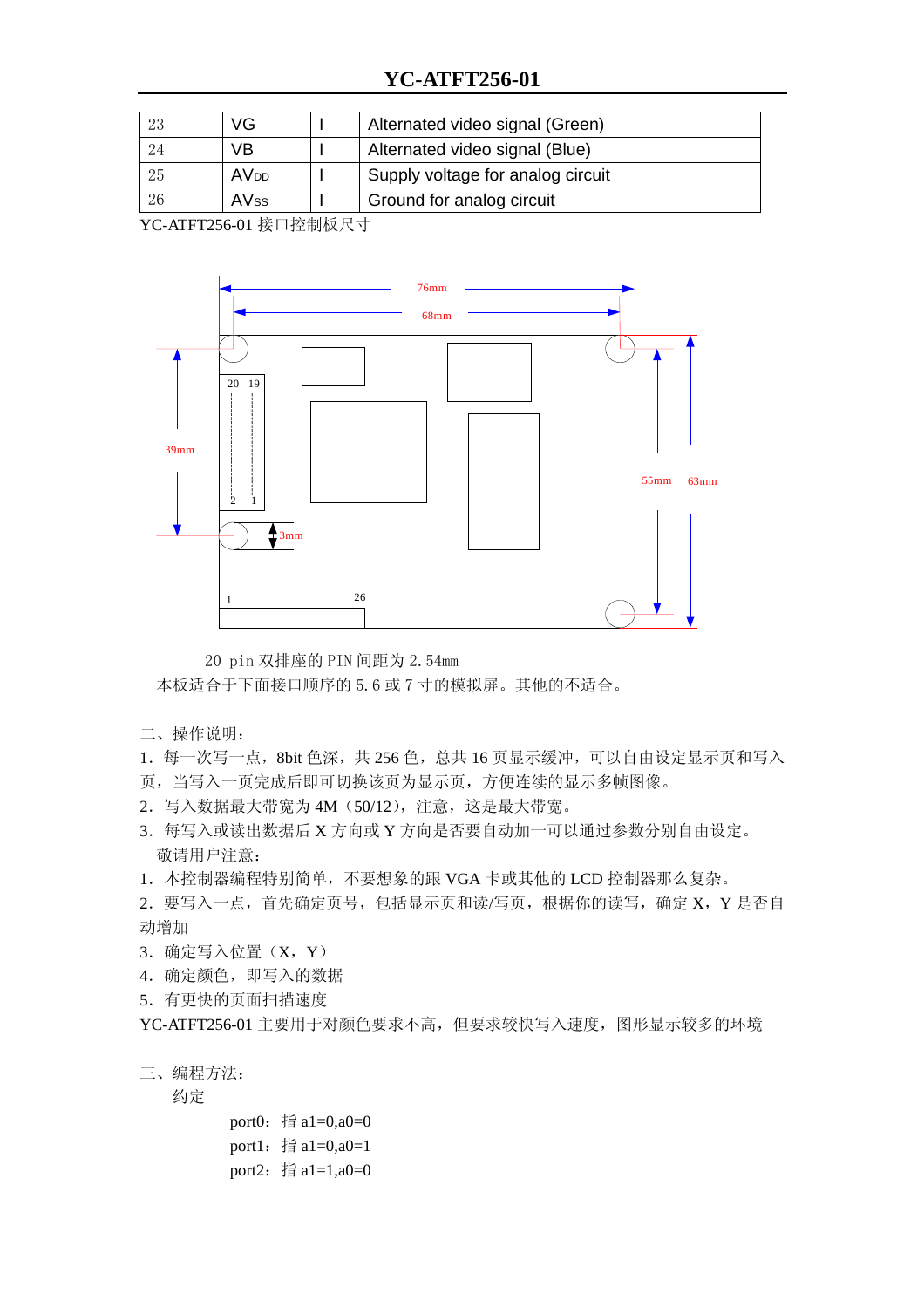| 23 | VG | I | Alternated video signal (Green) |
|---|---|---|---|
| 24 | VB | I | Alternated video signal (Blue) |
| 25 | $AV_{DD}$ | I | Supply voltage for analog circuit |
| 26 | $AV_{SS}$ | I | Ground for analog circuit |

YC-ATFT256-01 接口控制板尺寸

76mm 68mm 39mm 3mm 55mm 63mm 20 19 2 1 1 26

20 pin 双排座的 PIN 间距为 2.54mm

本板适合于下面接口顺序的 5.6 或 7 寸的模拟屏。其他的不适合。

二、操作说明：

1．每一次写一点，8bit 色深，共 256 色，总共 16 页显示缓冲，可以自由设定显示页和写入页，当写入一页完成后即可切换该页为显示页，方便连续的显示多帧图像。

2．写入数据最大带宽为 4M（50/12），注意，这是最大带宽。

3．每写入或读出数据后 X 方向或 Y 方向是否要自动加一可以通过参数分别自由设定。

敬请用户注意：

1．本控制器编程特别简单，不要想象的跟 VGA 卡或其他的 LCD 控制器那么复杂。

2．要写入一点，首先确定页号，包括显示页和读/写页，根据你的读写，确定 X，Y 是否自动增加

3．确定写入位置（X，Y）

4．确定颜色，即写入的数据

5．有更快的页面扫描速度

YC-ATFT256-01 主要用于对颜色要求不高，但要求较快写入速度，图形显示较多的环境

三、编程方法：

约定

port0：指 a1=0,a0=0

port1：指 a1=0,a0=1

port2：指 a1=1,a0=0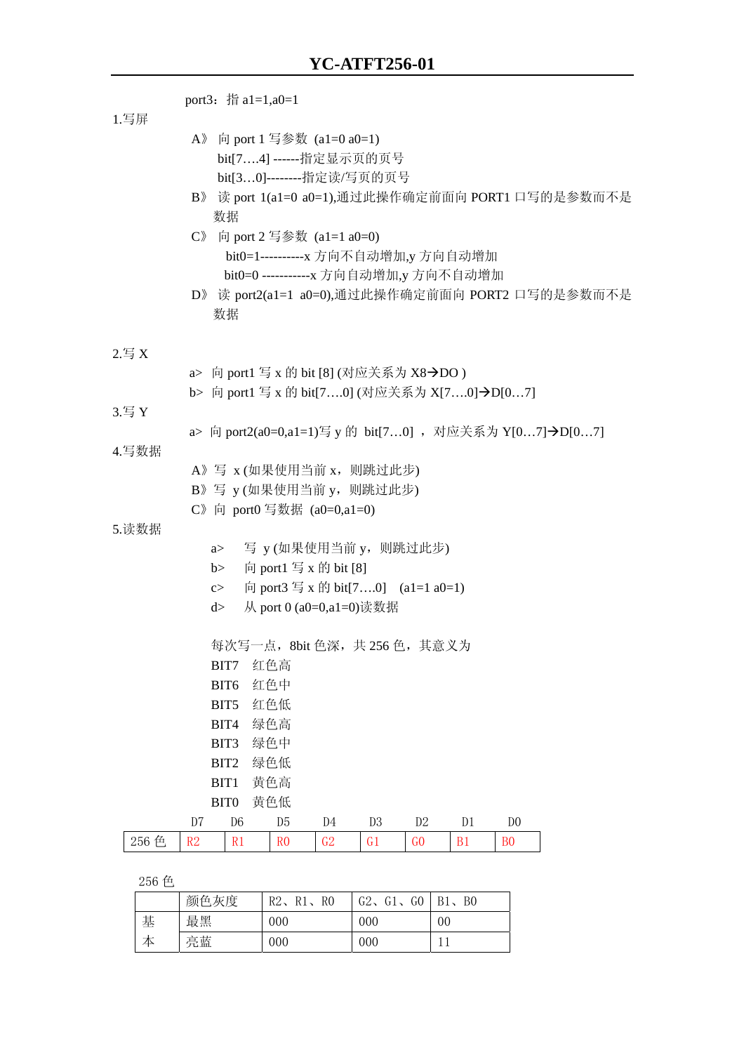port3：指 a1=1,a0=1

1.写屏

A》 向 port 1 写参数 (a1=0 a0=1)

bit[7….4] ------指定显示页的页号

bit[3…0]--------指定读/写页的页号

B》 读 port 1(a1=0 a0=1),通过此操作确定前面向 PORT1 口写的是参数而不是数据

C》 向 port 2 写参数 (a1=1 a0=0)

bit0=1----------x 方向不自动增加,y 方向自动增加

bit0=0 -----------x 方向自动增加,y 方向不自动增加

D》 读 port2(a1=1 a0=0),通过此操作确定前面向 PORT2 口写的是参数而不是数据

2.写 X

a> 向 port1 写 x 的 bit [8] (对应关系为 X8→DO )

b> 向 port1 写 x 的 bit[7….0] (对应关系为 X[7….0]→D[0…7]

3.写 Y

a> 向 port2(a0=0,a1=1)写 y 的 bit[7…0] ， 对应关系为 Y[0…7]→D[0…7]

4.写数据

A》写 x (如果使用当前 x，则跳过此步)

B》写 y (如果使用当前 y，则跳过此步)

C》向 port0 写数据 (a0=0,a1=0)

5.读数据

a> 写 y (如果使用当前 y，则跳过此步)

b> 向 port1 写 x 的 bit [8]

c> 向 port3 写 x 的 bit[7….0] (a1=1 a0=1)

d> 从 port 0 (a0=0,a1=0)读数据

每次写一点，8bit 色深，共 256 色，其意义为

BIT7 红色高

BIT6 红色中

BIT5 红色低

BIT4 绿色高

BIT3 绿色中

BIT2 绿色低

BIT1 黄色高

BIT0 黄色低

| | D7 | D6 | D5 | D4 | D3 | D2 | D1 | D0 |
|---|---|---|---|---|---|---|---|---|
| 256 色 | R2 | R1 | R0 | G2 | G1 | G0 | B1 | B0 |

256 色

| | 颜色灰度 | R2、R1、R0 | G2、G1、G0 | B1、B0 |
|---|---|---|---|---|
| 基 | 最黑 | 000 | 000 | 00 |
| 本 | 亮蓝 | 000 | 000 | 11 |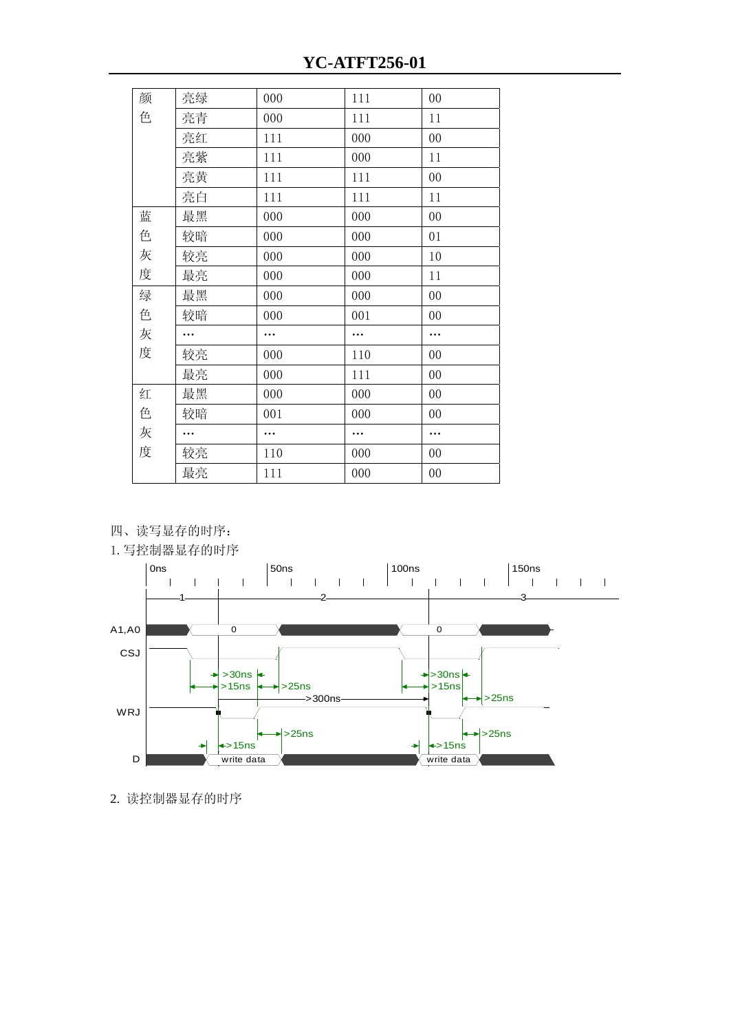| | | | | |
|---|---|---|---|---|
| 颜色 | 亮绿 | 000 | 111 | 00 |
| | 亮青 | 000 | 111 | 11 |
| | 亮红 | 111 | 000 | 00 |
| | 亮紫 | 111 | 000 | 11 |
| | 亮黄 | 111 | 111 | 00 |
| | 亮白 | 111 | 111 | 11 |
| 蓝色灰度 | 最黑 | 000 | 000 | 00 |
| | 较暗 | 000 | 000 | 01 |
| | 较亮 | 000 | 000 | 10 |
| | 最亮 | 000 | 000 | 11 |
| 绿色灰度 | 最黑 | 000 | 000 | 00 |
| | 较暗 | 000 | 001 | 00 |
| | … | … | … | … |
| | 较亮 | 000 | 110 | 00 |
| | 最亮 | 000 | 111 | 00 |
| 红色灰度 | 最黑 | 000 | 000 | 00 |
| | 较暗 | 001 | 000 | 00 |
| | … | … | … | … |
| | 较亮 | 110 | 000 | 00 |
| | 最亮 | 111 | 000 | 00 |

四、读写显存的时序：

1. 写控制器显存的时序

0ns 50ns 100ns 150ns

1 2 3

A1,A0 0 0

CSJ

>30ns >15ns >25ns >30ns >15ns >25ns

>300ns

WRJ

>25ns >25ns

>15ns >15ns

D write data write data

2. 读控制器显存的时序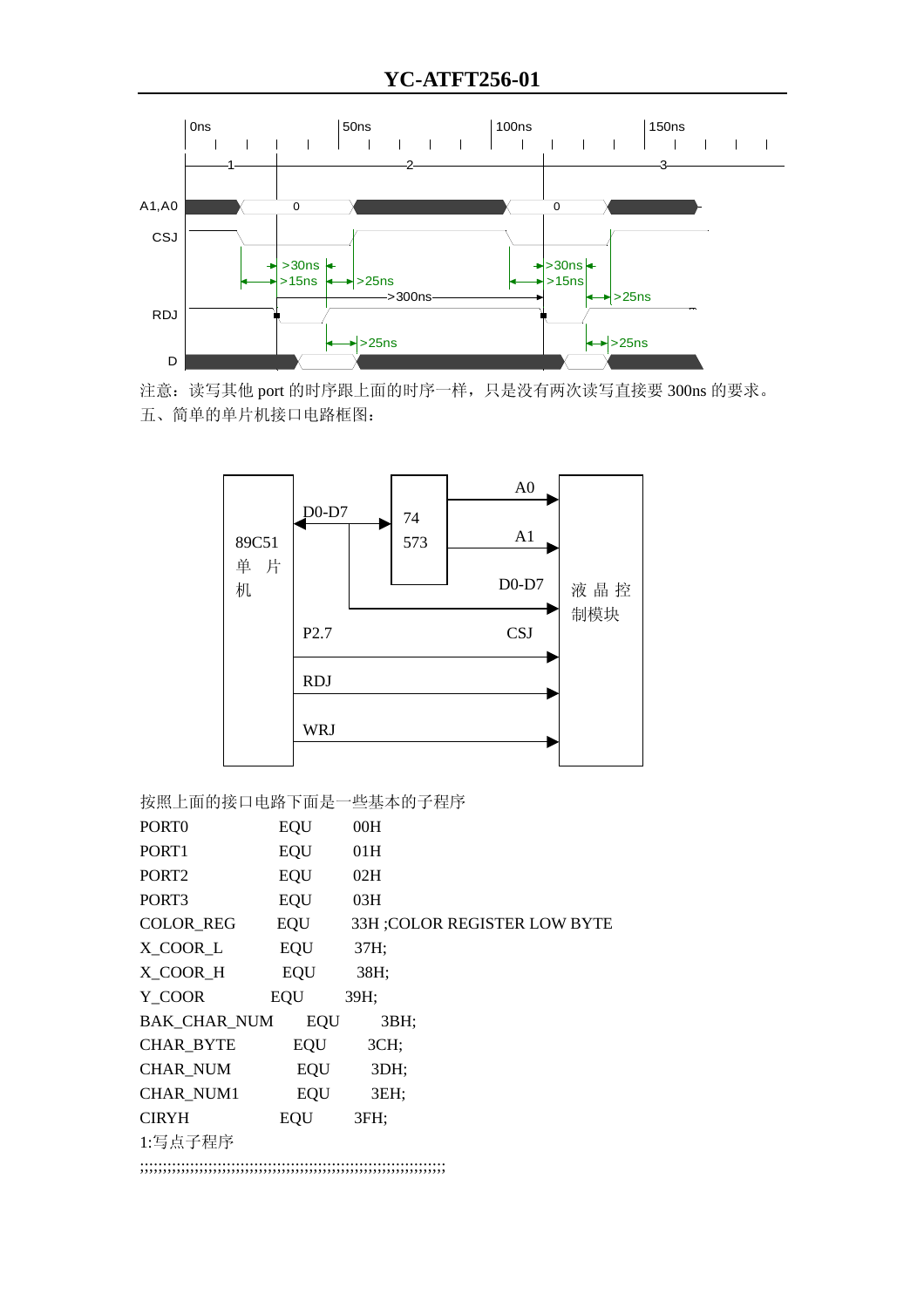注意：读写其他 port 的时序跟上面的时序一样，只是没有两次读写直接要 300ns 的要求。

五、简单的单片机接口电路框图：

按照上面的接口电路下面是一些基本的子程序

```
PORT0           EQU     00H
PORT1           EQU     01H
PORT2           EQU     02H
PORT3           EQU     03H
COLOR_REG       EQU     33H ;COLOR REGISTER LOW BYTE
X_COOR_L        EQU     37H;
X_COOR_H        EQU     38H;
Y_COOR          EQU     39H;
BAK_CHAR_NUM    EQU     3BH;
CHAR_BYTE       EQU     3CH;
CHAR_NUM        EQU     3DH;
CHAR_NUM1       EQU     3EH;
CIRYH           EQU     3FH;
```

1:写点子程序

```
;;;;;;;;;;;;;;;;;;;;;;;;;;;;;;;;;;;;;;;;;;;;;;;;;;;;;;;;;;;;;;;;;;;;;;;;;;
```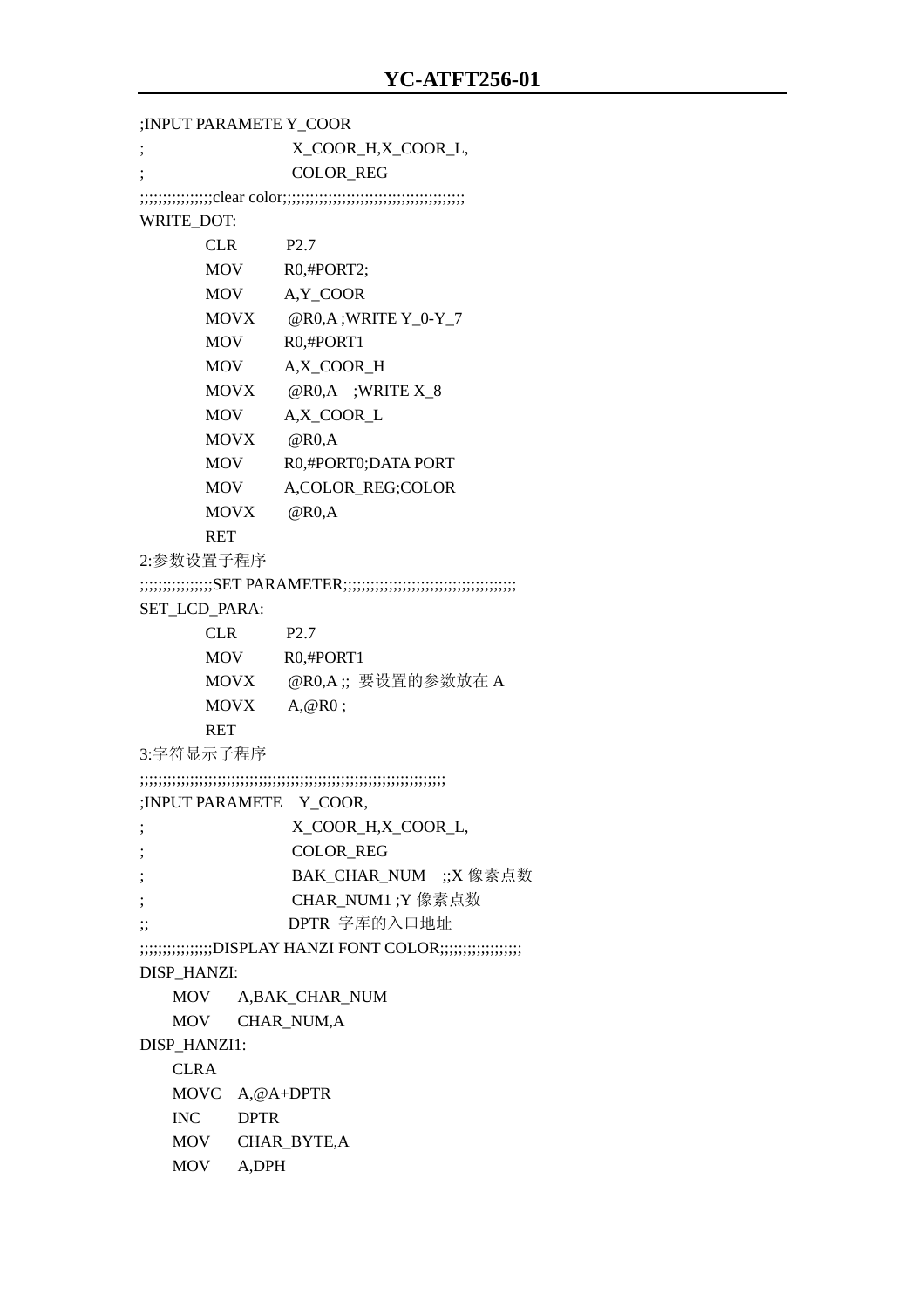```
;INPUT PARAMETE Y_COOR
;                        X_COOR_H,X_COOR_L,
;                        COLOR_REG
;;;;;;;;;;;;;;;clear color;;;;;;;;;;;;;;;;;;;;;;;;;;;;;;;;;;;;;;
WRITE_DOT:
          CLR         P2.7
          MOV         R0,#PORT2;
          MOV         A,Y_COOR
          MOVX        @R0,A ;WRITE Y_0-Y_7
          MOV         R0,#PORT1
          MOV         A,X_COOR_H
          MOVX        @R0,A    ;WRITE X_8
          MOV         A,X_COOR_L
          MOVX        @R0,A
          MOV         R0,#PORT0;DATA PORT
          MOV         A,COLOR_REG;COLOR
          MOVX        @R0,A
          RET
```

2:参数设置子程序

```
;;;;;;;;;;;;;;;SET PARAMETER;;;;;;;;;;;;;;;;;;;;;;;;;;;;;;;;;;;;;
SET_LCD_PARA:
          CLR         P2.7
          MOV         R0,#PORT1
          MOVX        @R0,A ;;  要设置的参数放在 A
          MOVX        A,@R0 ;
          RET
```

3:字符显示子程序

```
;;;;;;;;;;;;;;;;;;;;;;;;;;;;;;;;;;;;;;;;;;;;;;;;;;;;;;;;;;;;;;;;;;;;;
;INPUT PARAMETE    Y_COOR,
;                        X_COOR_H,X_COOR_L,
;                        COLOR_REG
;                        BAK_CHAR_NUM    ;;X 像素点数
;                        CHAR_NUM1 ;Y 像素点数
;;                       DPTR  字库的入口地址
;;;;;;;;;;;;;;;DISPLAY HANZI FONT COLOR;;;;;;;;;;;;;;;;
DISP_HANZI:
     MOV      A,BAK_CHAR_NUM
     MOV      CHAR_NUM,A
DISP_HANZI1:
     CLRA
     MOVC     A,@A+DPTR
     INC      DPTR
     MOV      CHAR_BYTE,A
     MOV      A,DPH
```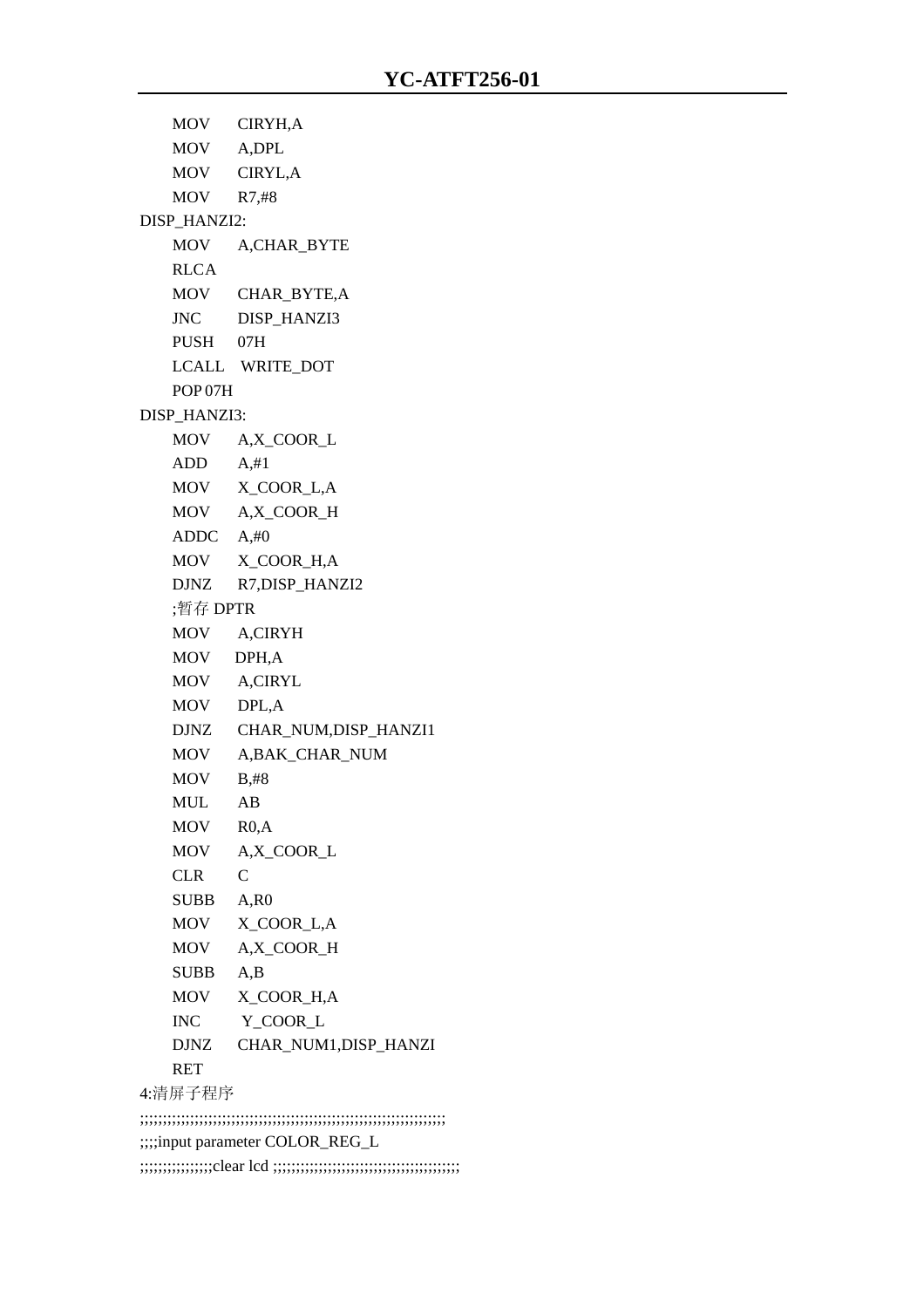```
    MOV     CIRYH,A
    MOV     A,DPL
    MOV     CIRYL,A
    MOV     R7,#8
DISP_HANZI2:
    MOV     A,CHAR_BYTE
    RLCA
    MOV     CHAR_BYTE,A
    JNC     DISP_HANZI3
    PUSH    07H
    LCALL   WRITE_DOT
    POP 07H
DISP_HANZI3:
    MOV     A,X_COOR_L
    ADD     A,#1
    MOV     X_COOR_L,A
    MOV     A,X_COOR_H
    ADDC    A,#0
    MOV     X_COOR_H,A
    DJNZ    R7,DISP_HANZI2
    ;暂存 DPTR
    MOV     A,CIRYH
    MOV     DPH,A
    MOV     A,CIRYL
    MOV     DPL,A
    DJNZ    CHAR_NUM,DISP_HANZI1
    MOV     A,BAK_CHAR_NUM
    MOV     B,#8
    MUL     AB
    MOV     R0,A
    MOV     A,X_COOR_L
    CLR     C
    SUBB    A,R0
    MOV     X_COOR_L,A
    MOV     A,X_COOR_H
    SUBB    A,B
    MOV     X_COOR_H,A
    INC     Y_COOR_L
    DJNZ    CHAR_NUM1,DISP_HANZI
    RET
```

4:清屏子程序

```
;;;;;;;;;;;;;;;;;;;;;;;;;;;;;;;;;;;;;;;;;;;;;;;;;;;;;;;;;;;;;;;;;;;;
;;;;input parameter COLOR_REG_L
;;;;;;;;;;;;;;;clear lcd ;;;;;;;;;;;;;;;;;;;;;;;;;;;;;;;;;;;;;;;;;;;
```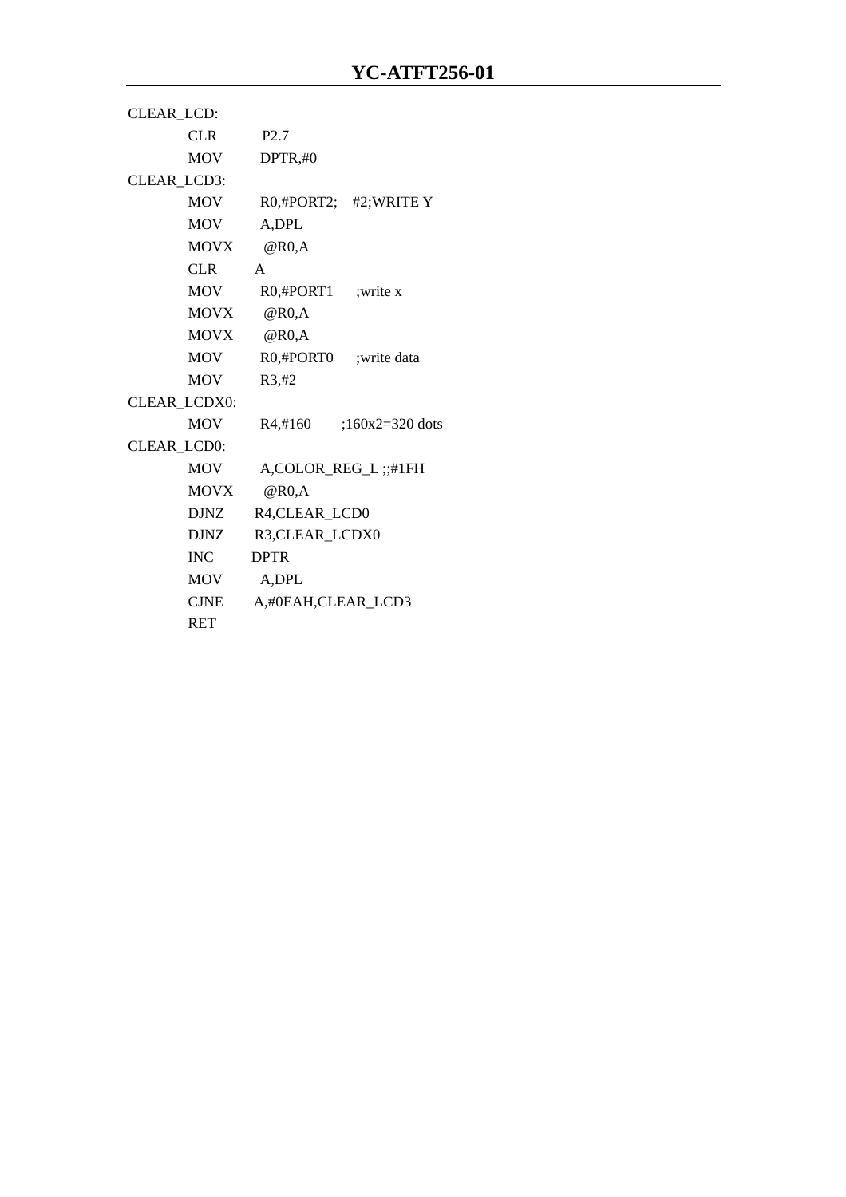```
CLEAR_LCD:
        CLR     P2.7
        MOV     DPTR,#0
CLEAR_LCD3:
        MOV     R0,#PORT2;    #2;WRITE Y
        MOV     A,DPL
        MOVX    @R0,A
        CLR     A
        MOV     R0,#PORT1     ;write x
        MOVX    @R0,A
        MOVX    @R0,A
        MOV     R0,#PORT0     ;write data
        MOV     R3,#2
CLEAR_LCDX0:
        MOV     R4,#160       ;160x2=320 dots
CLEAR_LCD0:
        MOV     A,COLOR_REG_L ;;#1FH
        MOVX    @R0,A
        DJNZ    R4,CLEAR_LCD0
        DJNZ    R3,CLEAR_LCDX0
        INC     DPTR
        MOV     A,DPL
        CJNE    A,#0EAH,CLEAR_LCD3
        RET
```